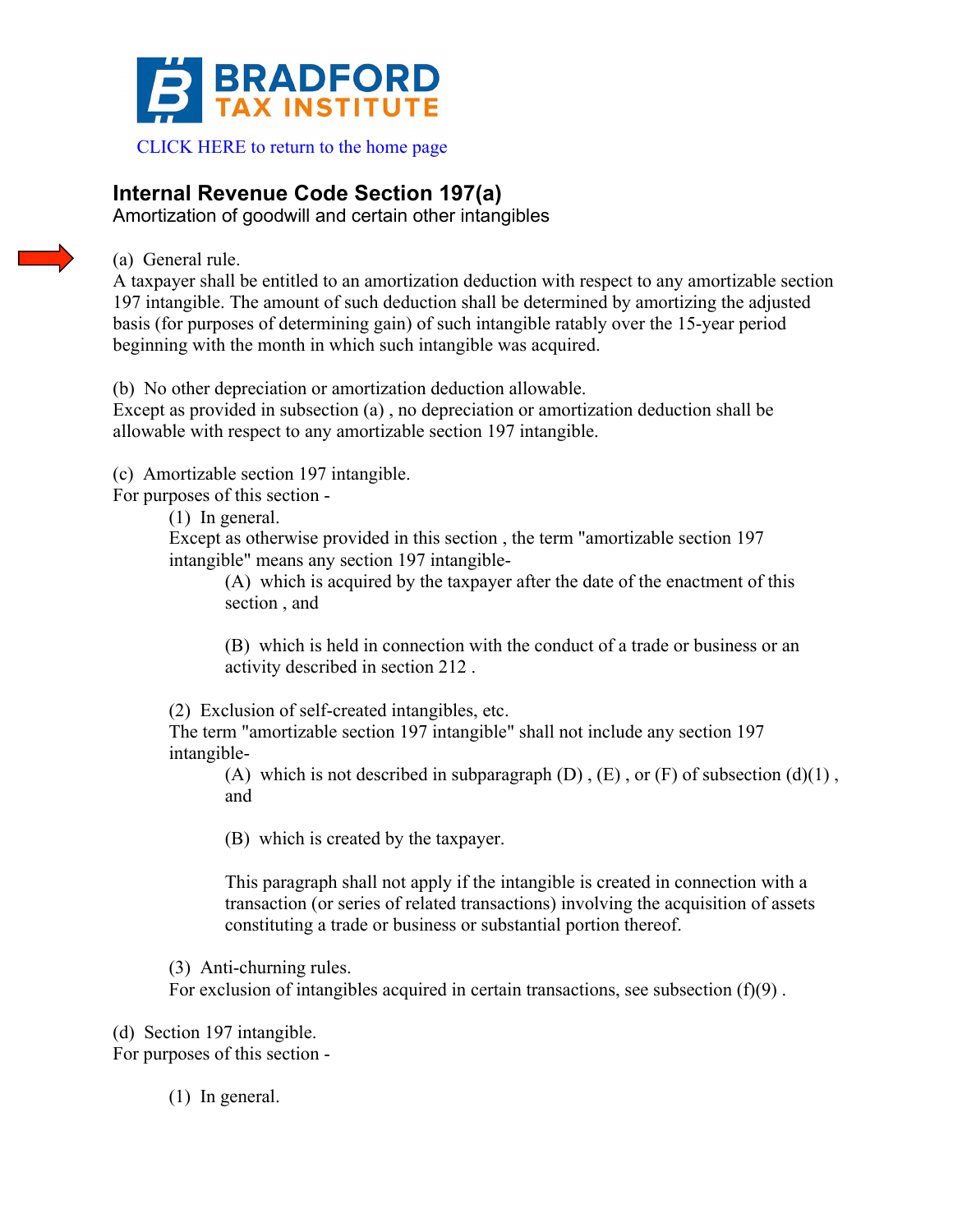**BRADFORD TAX INSTITUTE**

CLICK HERE to return to the home page

## Internal Revenue Code Section 197(a)

Amortization of goodwill and certain other intangibles

(a) General rule.
A taxpayer shall be entitled to an amortization deduction with respect to any amortizable section 197 intangible. The amount of such deduction shall be determined by amortizing the adjusted basis (for purposes of determining gain) of such intangible ratably over the 15-year period beginning with the month in which such intangible was acquired.

(b) No other depreciation or amortization deduction allowable.
Except as provided in subsection (a) , no depreciation or amortization deduction shall be allowable with respect to any amortizable section 197 intangible.

(c) Amortizable section 197 intangible.
For purposes of this section -

> (1) In general.
> Except as otherwise provided in this section , the term "amortizable section 197 intangible" means any section 197 intangible-
>
> > (A) which is acquired by the taxpayer after the date of the enactment of this section , and
> >
> > (B) which is held in connection with the conduct of a trade or business or an activity described in section 212 .
>
> (2) Exclusion of self-created intangibles, etc.
> The term "amortizable section 197 intangible" shall not include any section 197 intangible-
>
> > (A) which is not described in subparagraph (D) , (E) , or (F) of subsection (d)(1) , and
> >
> > (B) which is created by the taxpayer.
> >
> > This paragraph shall not apply if the intangible is created in connection with a transaction (or series of related transactions) involving the acquisition of assets constituting a trade or business or substantial portion thereof.
>
> (3) Anti-churning rules.
> For exclusion of intangibles acquired in certain transactions, see subsection (f)(9) .

(d) Section 197 intangible.
For purposes of this section -

> (1) In general.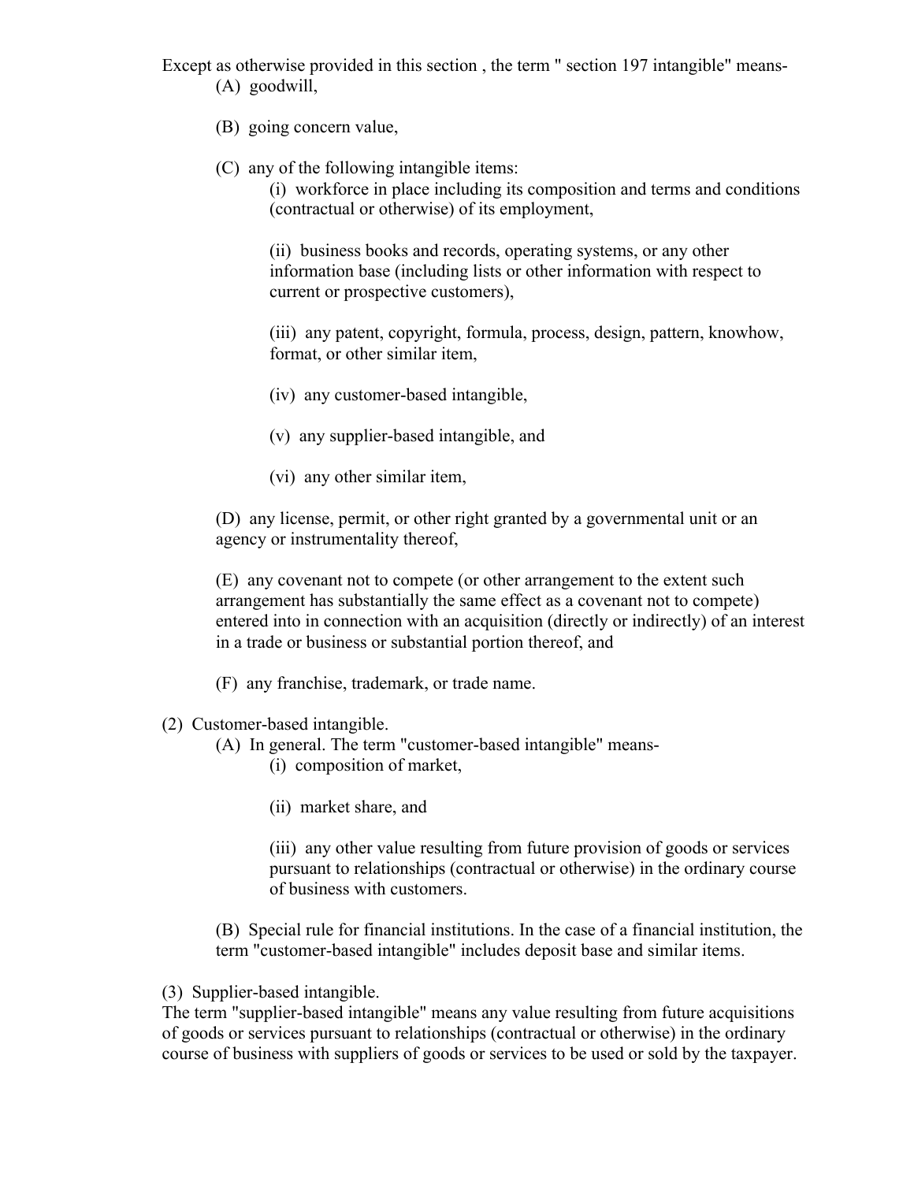Except as otherwise provided in this section , the term " section 197 intangible" means-

(A) goodwill,

(B) going concern value,

(C) any of the following intangible items:

(i) workforce in place including its composition and terms and conditions (contractual or otherwise) of its employment,

(ii) business books and records, operating systems, or any other information base (including lists or other information with respect to current or prospective customers),

(iii) any patent, copyright, formula, process, design, pattern, knowhow, format, or other similar item,

(iv) any customer-based intangible,

(v) any supplier-based intangible, and

(vi) any other similar item,

(D) any license, permit, or other right granted by a governmental unit or an agency or instrumentality thereof,

(E) any covenant not to compete (or other arrangement to the extent such arrangement has substantially the same effect as a covenant not to compete) entered into in connection with an acquisition (directly or indirectly) of an interest in a trade or business or substantial portion thereof, and

(F) any franchise, trademark, or trade name.

(2) Customer-based intangible.

(A) In general. The term "customer-based intangible" means-

(i) composition of market,

(ii) market share, and

(iii) any other value resulting from future provision of goods or services pursuant to relationships (contractual or otherwise) in the ordinary course of business with customers.

(B) Special rule for financial institutions. In the case of a financial institution, the term "customer-based intangible" includes deposit base and similar items.

(3) Supplier-based intangible.

The term "supplier-based intangible" means any value resulting from future acquisitions of goods or services pursuant to relationships (contractual or otherwise) in the ordinary course of business with suppliers of goods or services to be used or sold by the taxpayer.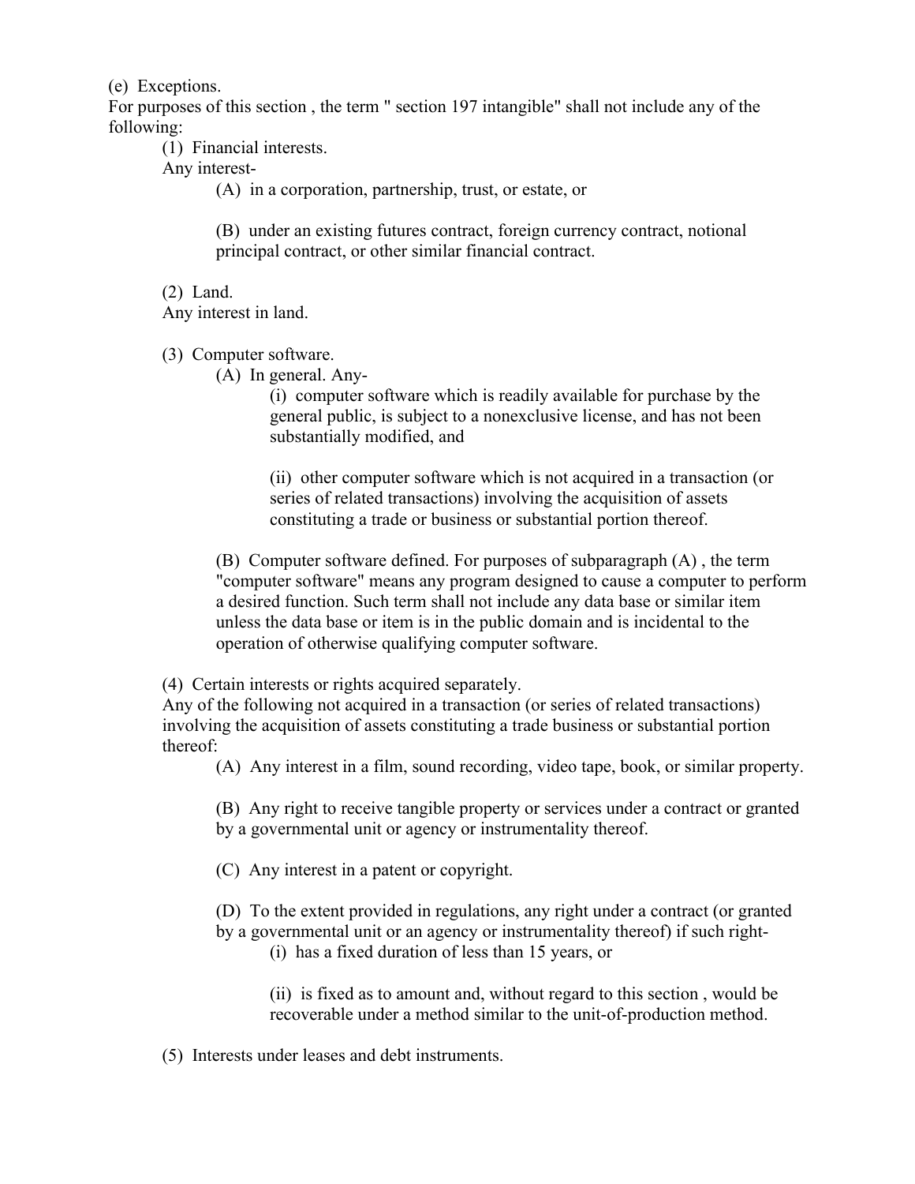(e) Exceptions.

For purposes of this section , the term " section 197 intangible" shall not include any of the following:

(1) Financial interests.

Any interest-

(A) in a corporation, partnership, trust, or estate, or

(B) under an existing futures contract, foreign currency contract, notional principal contract, or other similar financial contract.

(2) Land.

Any interest in land.

(3) Computer software.

(A) In general. Any-

(i) computer software which is readily available for purchase by the general public, is subject to a nonexclusive license, and has not been substantially modified, and

(ii) other computer software which is not acquired in a transaction (or series of related transactions) involving the acquisition of assets constituting a trade or business or substantial portion thereof.

(B) Computer software defined. For purposes of subparagraph (A) , the term "computer software" means any program designed to cause a computer to perform a desired function. Such term shall not include any data base or similar item unless the data base or item is in the public domain and is incidental to the operation of otherwise qualifying computer software.

(4) Certain interests or rights acquired separately.

Any of the following not acquired in a transaction (or series of related transactions) involving the acquisition of assets constituting a trade business or substantial portion thereof:

(A) Any interest in a film, sound recording, video tape, book, or similar property.

(B) Any right to receive tangible property or services under a contract or granted by a governmental unit or agency or instrumentality thereof.

(C) Any interest in a patent or copyright.

(D) To the extent provided in regulations, any right under a contract (or granted by a governmental unit or an agency or instrumentality thereof) if such right-

(i) has a fixed duration of less than 15 years, or

(ii) is fixed as to amount and, without regard to this section , would be recoverable under a method similar to the unit-of-production method.

(5) Interests under leases and debt instruments.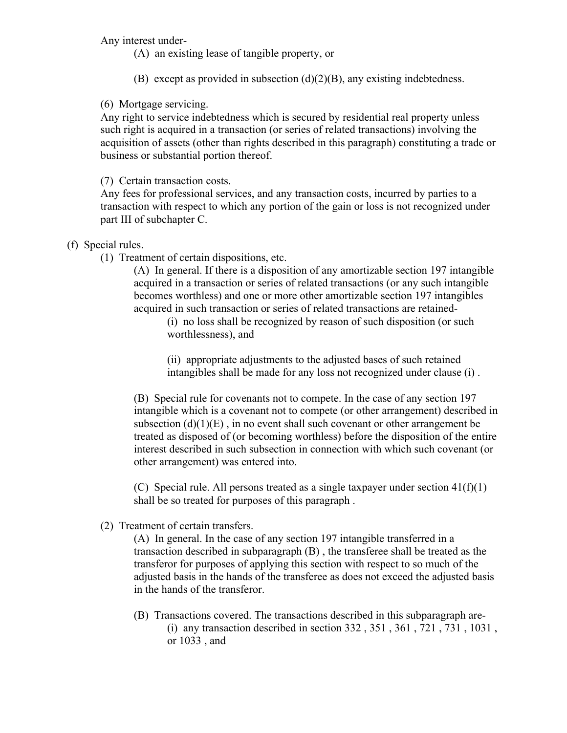Any interest under-

(A) an existing lease of tangible property, or

(B) except as provided in subsection (d)(2)(B), any existing indebtedness.

(6) Mortgage servicing.

Any right to service indebtedness which is secured by residential real property unless such right is acquired in a transaction (or series of related transactions) involving the acquisition of assets (other than rights described in this paragraph) constituting a trade or business or substantial portion thereof.

(7) Certain transaction costs.

Any fees for professional services, and any transaction costs, incurred by parties to a transaction with respect to which any portion of the gain or loss is not recognized under part III of subchapter C.

(f) Special rules.

(1) Treatment of certain dispositions, etc.

(A) In general. If there is a disposition of any amortizable section 197 intangible acquired in a transaction or series of related transactions (or any such intangible becomes worthless) and one or more other amortizable section 197 intangibles acquired in such transaction or series of related transactions are retained-

(i) no loss shall be recognized by reason of such disposition (or such worthlessness), and

(ii) appropriate adjustments to the adjusted bases of such retained intangibles shall be made for any loss not recognized under clause (i) .

(B) Special rule for covenants not to compete. In the case of any section 197 intangible which is a covenant not to compete (or other arrangement) described in subsection (d)(1)(E) , in no event shall such covenant or other arrangement be treated as disposed of (or becoming worthless) before the disposition of the entire interest described in such subsection in connection with which such covenant (or other arrangement) was entered into.

(C) Special rule. All persons treated as a single taxpayer under section 41(f)(1) shall be so treated for purposes of this paragraph .

(2) Treatment of certain transfers.

(A) In general. In the case of any section 197 intangible transferred in a transaction described in subparagraph (B) , the transferee shall be treated as the transferor for purposes of applying this section with respect to so much of the adjusted basis in the hands of the transferee as does not exceed the adjusted basis in the hands of the transferor.

(B) Transactions covered. The transactions described in this subparagraph are-

(i) any transaction described in section 332 , 351 , 361 , 721 , 731 , 1031 , or 1033 , and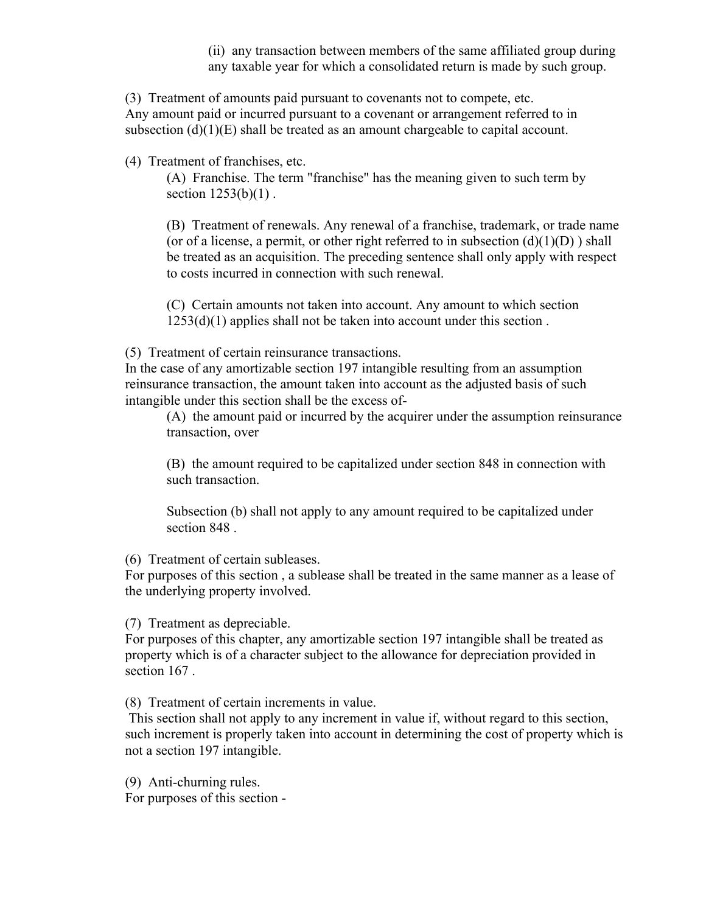(ii) any transaction between members of the same affiliated group during any taxable year for which a consolidated return is made by such group.

(3) Treatment of amounts paid pursuant to covenants not to compete, etc.
Any amount paid or incurred pursuant to a covenant or arrangement referred to in subsection (d)(1)(E) shall be treated as an amount chargeable to capital account.

(4) Treatment of franchises, etc.

(A) Franchise. The term "franchise" has the meaning given to such term by section 1253(b)(1) .

(B) Treatment of renewals. Any renewal of a franchise, trademark, or trade name (or of a license, a permit, or other right referred to in subsection (d)(1)(D) ) shall be treated as an acquisition. The preceding sentence shall only apply with respect to costs incurred in connection with such renewal.

(C) Certain amounts not taken into account. Any amount to which section 1253(d)(1) applies shall not be taken into account under this section .

(5) Treatment of certain reinsurance transactions.
In the case of any amortizable section 197 intangible resulting from an assumption reinsurance transaction, the amount taken into account as the adjusted basis of such intangible under this section shall be the excess of-

(A) the amount paid or incurred by the acquirer under the assumption reinsurance transaction, over

(B) the amount required to be capitalized under section 848 in connection with such transaction.

Subsection (b) shall not apply to any amount required to be capitalized under section 848 .

(6) Treatment of certain subleases.
For purposes of this section , a sublease shall be treated in the same manner as a lease of the underlying property involved.

(7) Treatment as depreciable.
For purposes of this chapter, any amortizable section 197 intangible shall be treated as property which is of a character subject to the allowance for depreciation provided in section 167 .

(8) Treatment of certain increments in value.
This section shall not apply to any increment in value if, without regard to this section, such increment is properly taken into account in determining the cost of property which is not a section 197 intangible.

(9) Anti-churning rules.
For purposes of this section -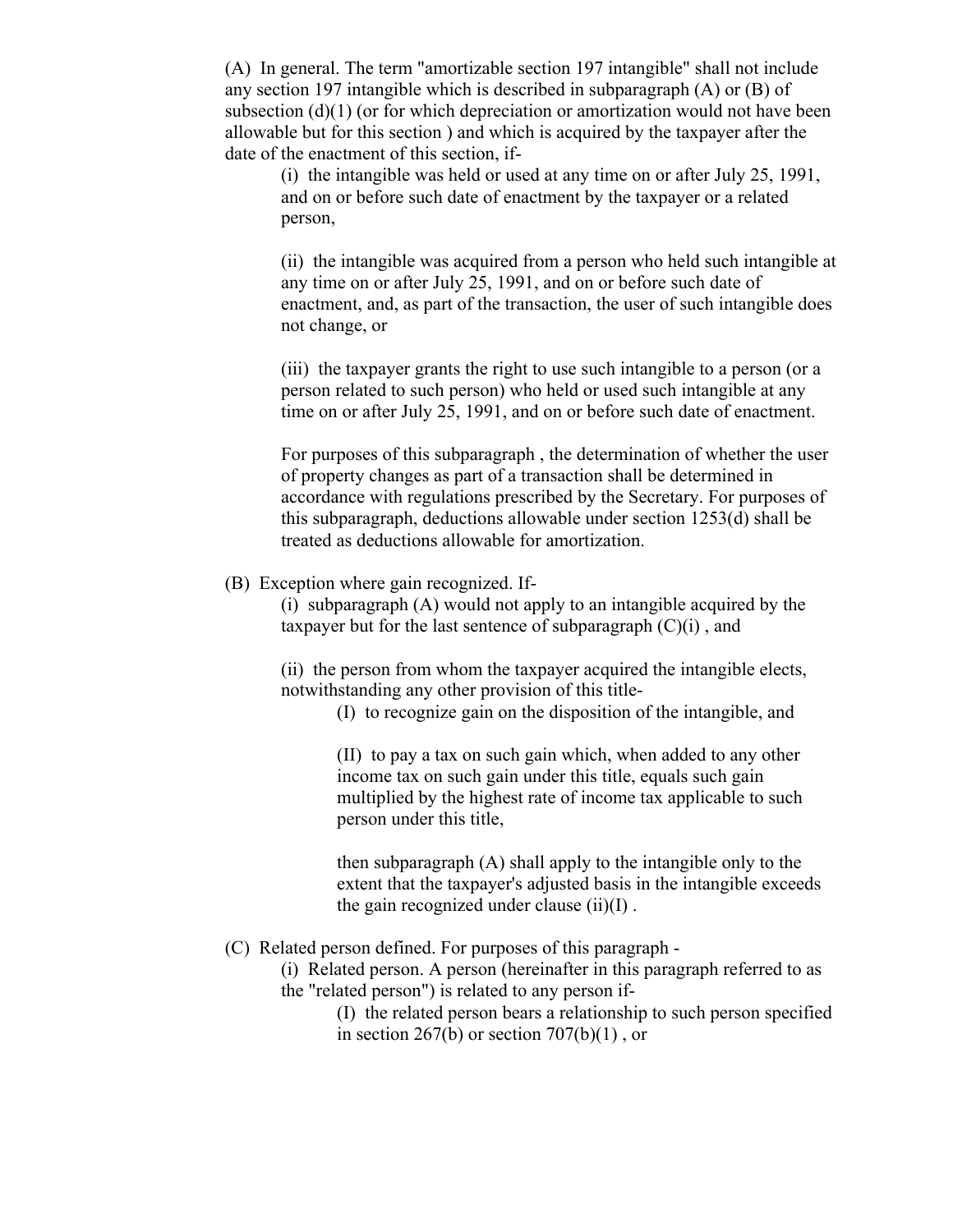(A) In general. The term "amortizable section 197 intangible" shall not include any section 197 intangible which is described in subparagraph (A) or (B) of subsection (d)(1) (or for which depreciation or amortization would not have been allowable but for this section ) and which is acquired by the taxpayer after the date of the enactment of this section, if-

> (i) the intangible was held or used at any time on or after July 25, 1991, and on or before such date of enactment by the taxpayer or a related person,
>
> (ii) the intangible was acquired from a person who held such intangible at any time on or after July 25, 1991, and on or before such date of enactment, and, as part of the transaction, the user of such intangible does not change, or
>
> (iii) the taxpayer grants the right to use such intangible to a person (or a person related to such person) who held or used such intangible at any time on or after July 25, 1991, and on or before such date of enactment.
>
> For purposes of this subparagraph , the determination of whether the user of property changes as part of a transaction shall be determined in accordance with regulations prescribed by the Secretary. For purposes of this subparagraph, deductions allowable under section 1253(d) shall be treated as deductions allowable for amortization.

(B) Exception where gain recognized. If-

> (i) subparagraph (A) would not apply to an intangible acquired by the taxpayer but for the last sentence of subparagraph (C)(i) , and
>
> (ii) the person from whom the taxpayer acquired the intangible elects, notwithstanding any other provision of this title-
>
> > (I) to recognize gain on the disposition of the intangible, and
> >
> > (II) to pay a tax on such gain which, when added to any other income tax on such gain under this title, equals such gain multiplied by the highest rate of income tax applicable to such person under this title,
> >
> > then subparagraph (A) shall apply to the intangible only to the extent that the taxpayer's adjusted basis in the intangible exceeds the gain recognized under clause (ii)(I) .

(C) Related person defined. For purposes of this paragraph -

> (i) Related person. A person (hereinafter in this paragraph referred to as the "related person") is related to any person if-
>
> > (I) the related person bears a relationship to such person specified in section 267(b) or section 707(b)(1) , or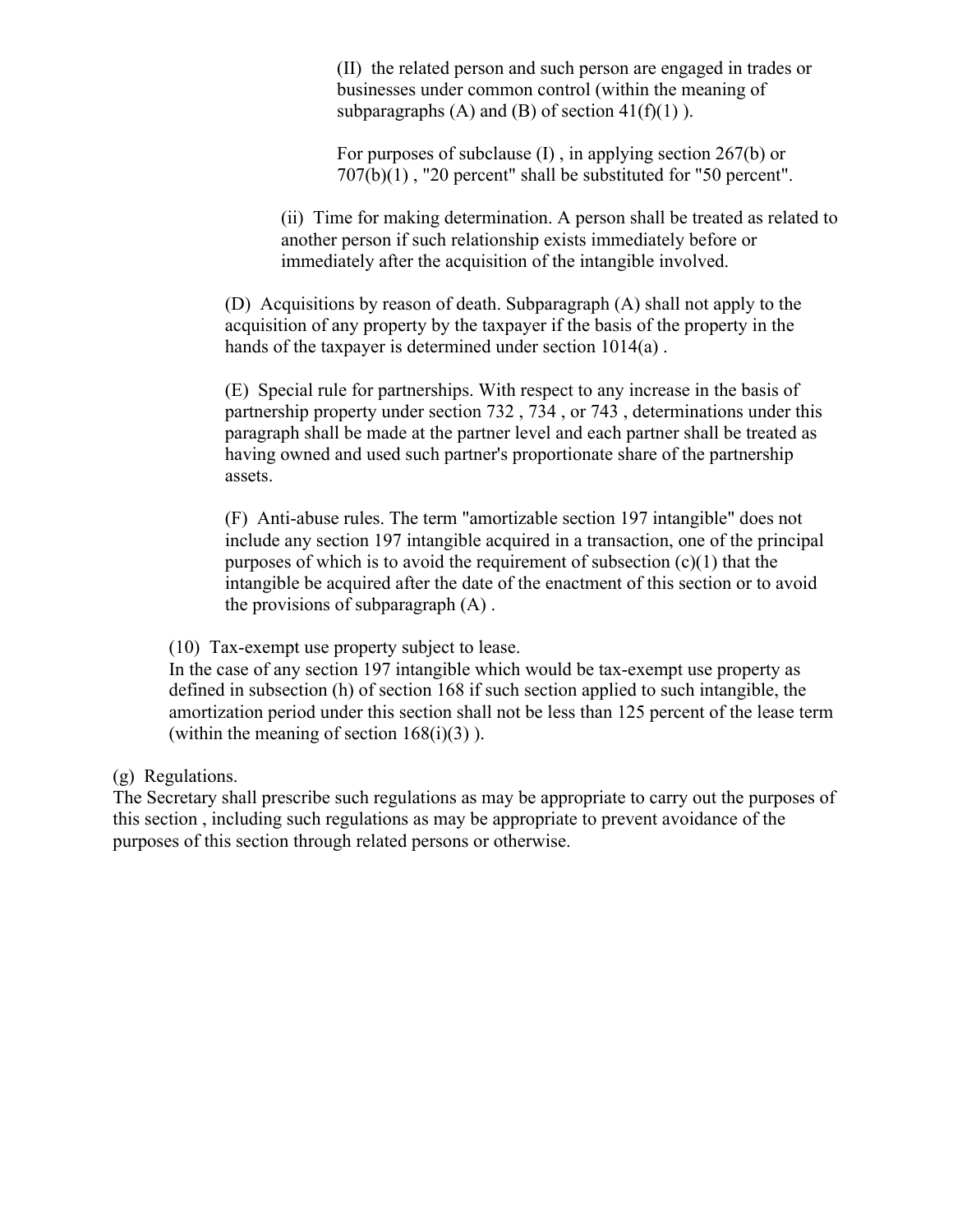(II) the related person and such person are engaged in trades or businesses under common control (within the meaning of subparagraphs (A) and (B) of section 41(f)(1) ).

For purposes of subclause (I) , in applying section 267(b) or 707(b)(1) , "20 percent" shall be substituted for "50 percent".

(ii) Time for making determination. A person shall be treated as related to another person if such relationship exists immediately before or immediately after the acquisition of the intangible involved.

(D) Acquisitions by reason of death. Subparagraph (A) shall not apply to the acquisition of any property by the taxpayer if the basis of the property in the hands of the taxpayer is determined under section 1014(a) .

(E) Special rule for partnerships. With respect to any increase in the basis of partnership property under section 732 , 734 , or 743 , determinations under this paragraph shall be made at the partner level and each partner shall be treated as having owned and used such partner's proportionate share of the partnership assets.

(F) Anti-abuse rules. The term "amortizable section 197 intangible" does not include any section 197 intangible acquired in a transaction, one of the principal purposes of which is to avoid the requirement of subsection (c)(1) that the intangible be acquired after the date of the enactment of this section or to avoid the provisions of subparagraph (A) .

(10) Tax-exempt use property subject to lease.
In the case of any section 197 intangible which would be tax-exempt use property as defined in subsection (h) of section 168 if such section applied to such intangible, the amortization period under this section shall not be less than 125 percent of the lease term (within the meaning of section 168(i)(3) ).

(g) Regulations.
The Secretary shall prescribe such regulations as may be appropriate to carry out the purposes of this section , including such regulations as may be appropriate to prevent avoidance of the purposes of this section through related persons or otherwise.